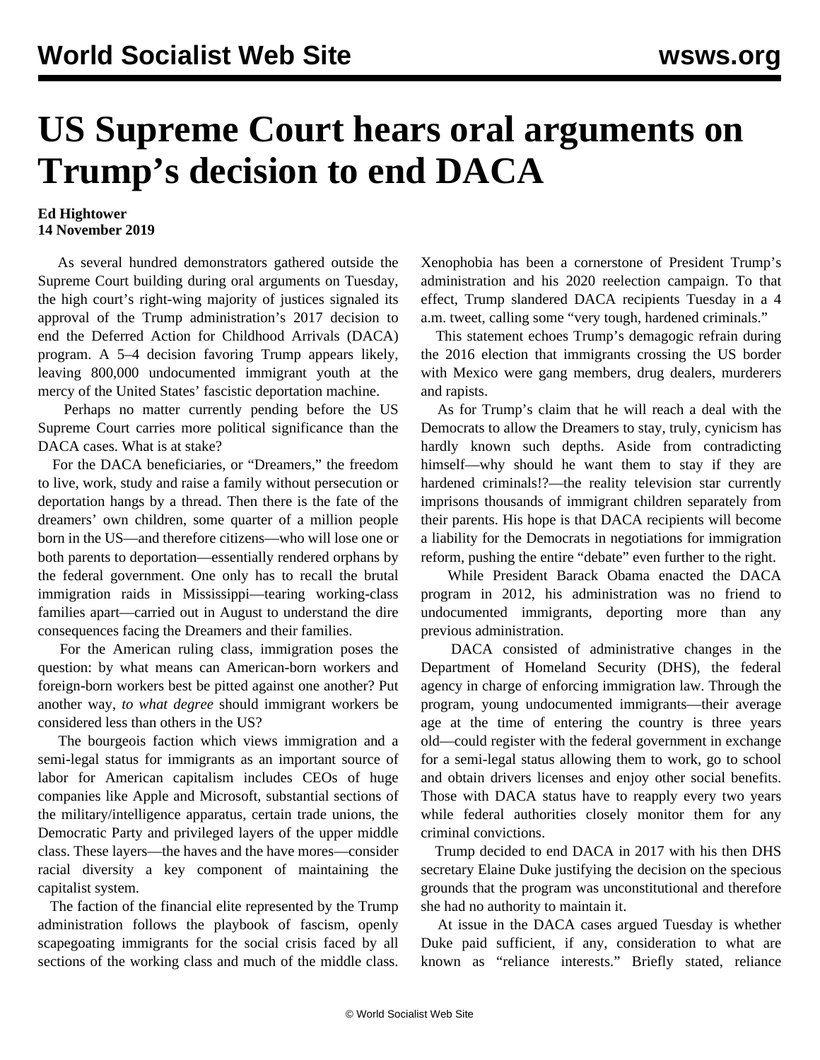# US Supreme Court hears oral arguments on Trump's decision to end DACA

**Ed Hightower**
**14 November 2019**

As several hundred demonstrators gathered outside the Supreme Court building during oral arguments on Tuesday, the high court's right-wing majority of justices signaled its approval of the Trump administration's 2017 decision to end the Deferred Action for Childhood Arrivals (DACA) program. A 5–4 decision favoring Trump appears likely, leaving 800,000 undocumented immigrant youth at the mercy of the United States' fascistic deportation machine.

Perhaps no matter currently pending before the US Supreme Court carries more political significance than the DACA cases. What is at stake?

For the DACA beneficiaries, or "Dreamers," the freedom to live, work, study and raise a family without persecution or deportation hangs by a thread. Then there is the fate of the dreamers' own children, some quarter of a million people born in the US—and therefore citizens—who will lose one or both parents to deportation—essentially rendered orphans by the federal government. One only has to recall the brutal immigration raids in Mississippi—tearing working-class families apart—carried out in August to understand the dire consequences facing the Dreamers and their families.

For the American ruling class, immigration poses the question: by what means can American-born workers and foreign-born workers best be pitted against one another? Put another way, *to what degree* should immigrant workers be considered less than others in the US?

The bourgeois faction which views immigration and a semi-legal status for immigrants as an important source of labor for American capitalism includes CEOs of huge companies like Apple and Microsoft, substantial sections of the military/intelligence apparatus, certain trade unions, the Democratic Party and privileged layers of the upper middle class. These layers—the haves and the have mores—consider racial diversity a key component of maintaining the capitalist system.

The faction of the financial elite represented by the Trump administration follows the playbook of fascism, openly scapegoating immigrants for the social crisis faced by all sections of the working class and much of the middle class. Xenophobia has been a cornerstone of President Trump's administration and his 2020 reelection campaign. To that effect, Trump slandered DACA recipients Tuesday in a 4 a.m. tweet, calling some "very tough, hardened criminals."

This statement echoes Trump's demagogic refrain during the 2016 election that immigrants crossing the US border with Mexico were gang members, drug dealers, murderers and rapists.

As for Trump's claim that he will reach a deal with the Democrats to allow the Dreamers to stay, truly, cynicism has hardly known such depths. Aside from contradicting himself—why should he want them to stay if they are hardened criminals!?—the reality television star currently imprisons thousands of immigrant children separately from their parents. His hope is that DACA recipients will become a liability for the Democrats in negotiations for immigration reform, pushing the entire "debate" even further to the right.

While President Barack Obama enacted the DACA program in 2012, his administration was no friend to undocumented immigrants, deporting more than any previous administration.

DACA consisted of administrative changes in the Department of Homeland Security (DHS), the federal agency in charge of enforcing immigration law. Through the program, young undocumented immigrants—their average age at the time of entering the country is three years old—could register with the federal government in exchange for a semi-legal status allowing them to work, go to school and obtain drivers licenses and enjoy other social benefits. Those with DACA status have to reapply every two years while federal authorities closely monitor them for any criminal convictions.

Trump decided to end DACA in 2017 with his then DHS secretary Elaine Duke justifying the decision on the specious grounds that the program was unconstitutional and therefore she had no authority to maintain it.

At issue in the DACA cases argued Tuesday is whether Duke paid sufficient, if any, consideration to what are known as "reliance interests." Briefly stated, reliance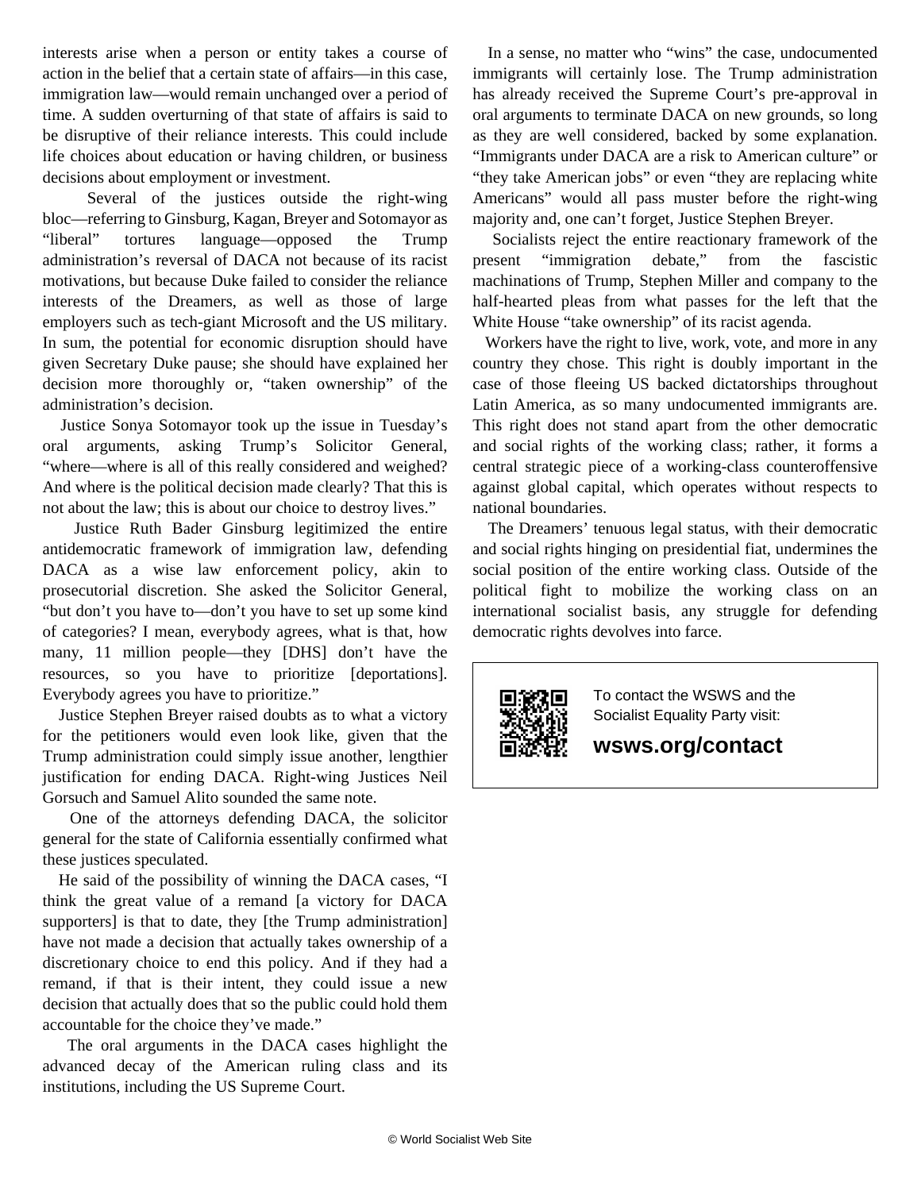interests arise when a person or entity takes a course of action in the belief that a certain state of affairs—in this case, immigration law—would remain unchanged over a period of time. A sudden overturning of that state of affairs is said to be disruptive of their reliance interests. This could include life choices about education or having children, or business decisions about employment or investment.

Several of the justices outside the right-wing bloc—referring to Ginsburg, Kagan, Breyer and Sotomayor as "liberal" tortures language—opposed the Trump administration's reversal of DACA not because of its racist motivations, but because Duke failed to consider the reliance interests of the Dreamers, as well as those of large employers such as tech-giant Microsoft and the US military. In sum, the potential for economic disruption should have given Secretary Duke pause; she should have explained her decision more thoroughly or, "taken ownership" of the administration's decision.

Justice Sonya Sotomayor took up the issue in Tuesday's oral arguments, asking Trump's Solicitor General, "where—where is all of this really considered and weighed? And where is the political decision made clearly? That this is not about the law; this is about our choice to destroy lives."

Justice Ruth Bader Ginsburg legitimized the entire antidemocratic framework of immigration law, defending DACA as a wise law enforcement policy, akin to prosecutorial discretion. She asked the Solicitor General, "but don't you have to—don't you have to set up some kind of categories? I mean, everybody agrees, what is that, how many, 11 million people—they [DHS] don't have the resources, so you have to prioritize [deportations]. Everybody agrees you have to prioritize."

Justice Stephen Breyer raised doubts as to what a victory for the petitioners would even look like, given that the Trump administration could simply issue another, lengthier justification for ending DACA. Right-wing Justices Neil Gorsuch and Samuel Alito sounded the same note.

One of the attorneys defending DACA, the solicitor general for the state of California essentially confirmed what these justices speculated.

He said of the possibility of winning the DACA cases, "I think the great value of a remand [a victory for DACA supporters] is that to date, they [the Trump administration] have not made a decision that actually takes ownership of a discretionary choice to end this policy. And if they had a remand, if that is their intent, they could issue a new decision that actually does that so the public could hold them accountable for the choice they've made."

The oral arguments in the DACA cases highlight the advanced decay of the American ruling class and its institutions, including the US Supreme Court.

In a sense, no matter who "wins" the case, undocumented immigrants will certainly lose. The Trump administration has already received the Supreme Court's pre-approval in oral arguments to terminate DACA on new grounds, so long as they are well considered, backed by some explanation. "Immigrants under DACA are a risk to American culture" or "they take American jobs" or even "they are replacing white Americans" would all pass muster before the right-wing majority and, one can't forget, Justice Stephen Breyer.

Socialists reject the entire reactionary framework of the present "immigration debate," from the fascistic machinations of Trump, Stephen Miller and company to the half-hearted pleas from what passes for the left that the White House "take ownership" of its racist agenda.

Workers have the right to live, work, vote, and more in any country they chose. This right is doubly important in the case of those fleeing US backed dictatorships throughout Latin America, as so many undocumented immigrants are. This right does not stand apart from the other democratic and social rights of the working class; rather, it forms a central strategic piece of a working-class counteroffensive against global capital, which operates without respects to national boundaries.

The Dreamers' tenuous legal status, with their democratic and social rights hinging on presidential fiat, undermines the social position of the entire working class. Outside of the political fight to mobilize the working class on an international socialist basis, any struggle for defending democratic rights devolves into farce.

To contact the WSWS and the Socialist Equality Party visit:

**wsws.org/contact**